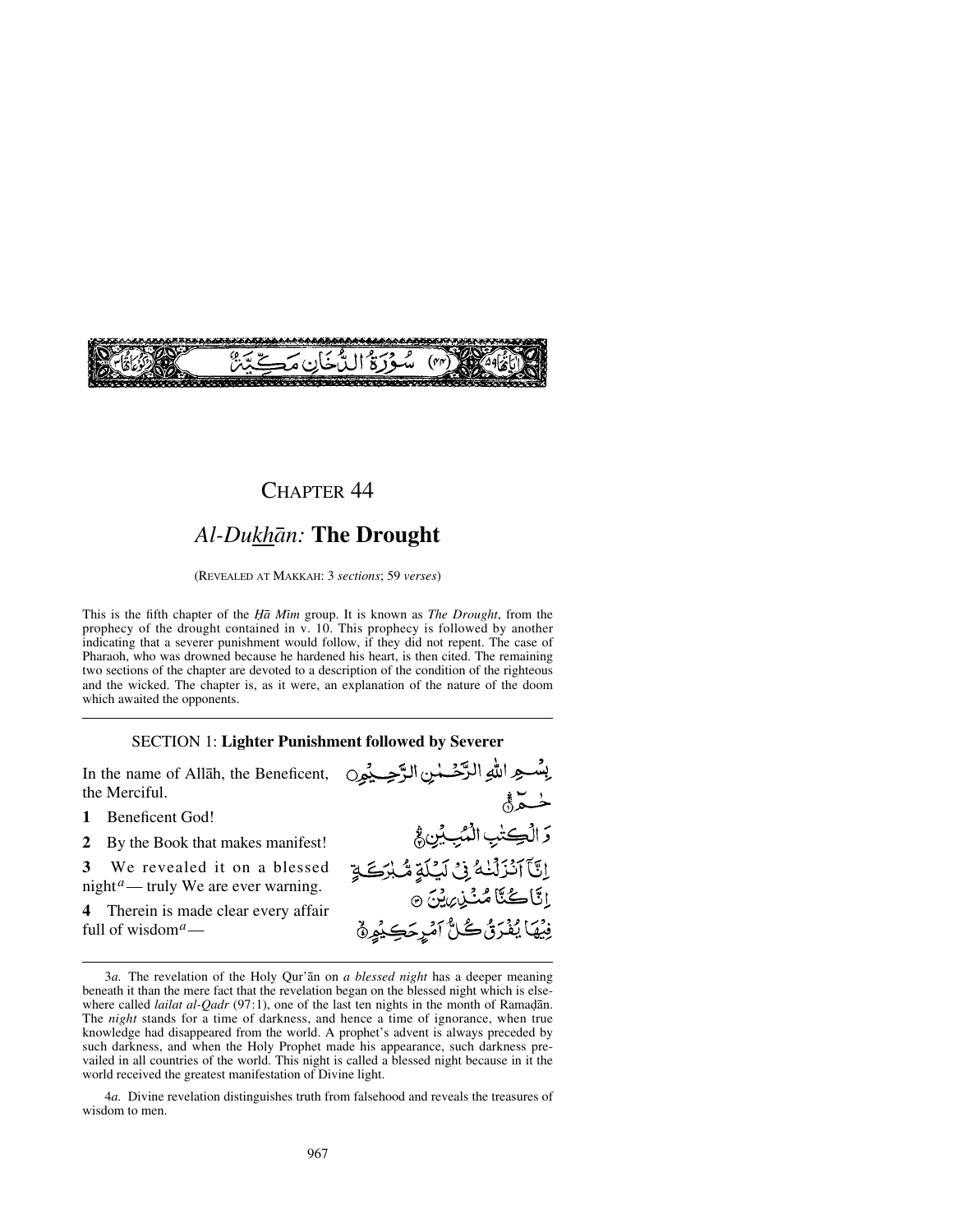(٤٤) سُوْرَةُ الدُّخَانِ مَكِّيَّةٌ

# CHAPTER 44

## *Al-Dukhān:* **The Drought**

(REVEALED AT MAKKAH: 3 *sections*; 59 *verses*)

This is the fifth chapter of the *Ḥā Mīm* group. It is known as *The Drought*, from the prophecy of the drought contained in v. 10. This prophecy is followed by another indicating that a severer punishment would follow, if they did not repent. The case of Pharaoh, who was drowned because he hardened his heart, is then cited. The remaining two sections of the chapter are devoted to a description of the condition of the righteous and the wicked. The chapter is, as it were, an explanation of the nature of the doom which awaited the opponents.

---

### SECTION 1: **Lighter Punishment followed by Severer**

In the name of Allāh, the Beneficent, the Merciful.

بِسْمِ اللّٰهِ الرَّحْمٰنِ الرَّحِيْمِ

**1** Beneficent God!

حٰمٓ ۚ

**2** By the Book that makes manifest!

وَالْكِتٰبِ الْمُبِيْنِ ۙ

**3** We revealed it on a blessed night[a]— truly We are ever warning.

اِنَّآ اَنْزَلْنٰهُ فِيْ لَيْلَةٍ مُّبٰرَكَةٍ اِنَّا كُنَّا مُنْذِرِيْنَ

**4** Therein is made clear every affair full of wisdom[a]—

فِيْهَا يُفْرَقُ كُلُّ اَمْرٍ حَكِيْمٍ ۙ

---

3*a.* The revelation of the Holy Qur'ān on *a blessed night* has a deeper meaning beneath it than the mere fact that the revelation began on the blessed night which is elsewhere called *lailat al-Qadr* (97:1), one of the last ten nights in the month of Ramaḍān. The *night* stands for a time of darkness, and hence a time of ignorance, when true knowledge had disappeared from the world. A prophet's advent is always preceded by such darkness, and when the Holy Prophet made his appearance, such darkness prevailed in all countries of the world. This night is called a blessed night because in it the world received the greatest manifestation of Divine light.

4*a.* Divine revelation distinguishes truth from falsehood and reveals the treasures of wisdom to men.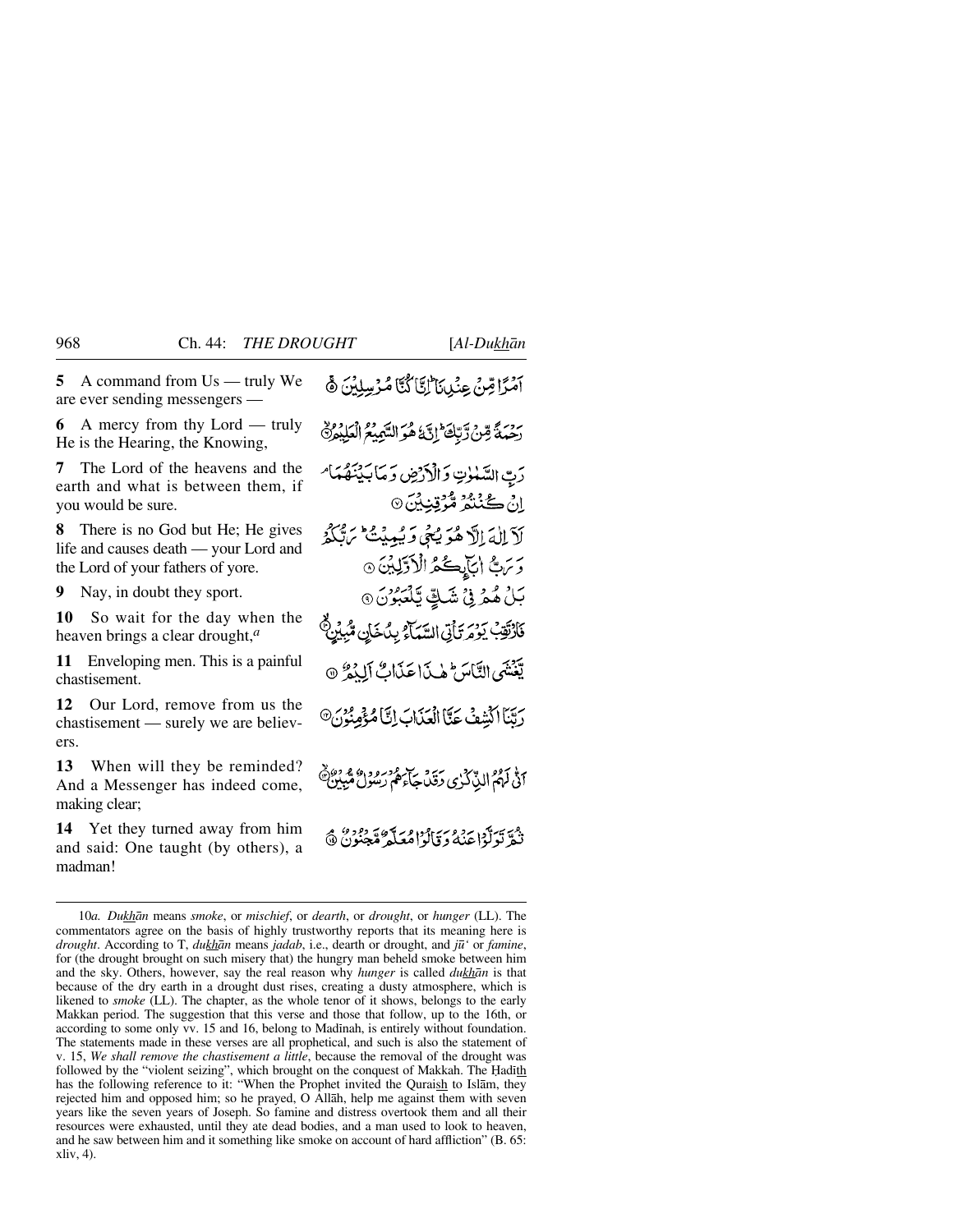**5** A command from Us — truly We are ever sending messengers —

أَمْرًا مِّنْ عِنْدِنَا ۚ إِنَّا كُنَّا مُرْسِلِينَ ۝

**6** A mercy from thy Lord — truly He is the Hearing, the Knowing,

رَحْمَةً مِّن رَّبِّكَ ۚ إِنَّهُ هُوَ السَّمِيعُ الْعَلِيمُ ۝

**7** The Lord of the heavens and the earth and what is between them, if you would be sure.

رَبِّ السَّمٰوٰتِ وَالْأَرْضِ وَمَا بَيْنَهُمَا ۘ إِن كُنتُم مُّوقِنِينَ ۝

**8** There is no God but He; He gives life and causes death — your Lord and the Lord of your fathers of yore.

لَا إِلٰهَ إِلَّا هُوَ يُحْيِي وَيُمِيتُ ۖ رَبُّكُمْ وَرَبُّ آبَائِكُمُ الْأَوَّلِينَ ۝

**9** Nay, in doubt they sport.

بَلْ هُمْ فِي شَكٍّ يَلْعَبُونَ ۝

**10** So wait for the day when the heaven brings a clear drought,[a]

فَارْتَقِبْ يَوْمَ تَأْتِي السَّمَاءُ بِدُخَانٍ مُّبِينٍ ۝

**11** Enveloping men. This is a painful chastisement.

يَغْشَى النَّاسَ ۖ هٰذَا عَذَابٌ أَلِيمٌ ۝

**12** Our Lord, remove from us the chastisement — surely we are believers.

رَبَّنَا اكْشِفْ عَنَّا الْعَذَابَ إِنَّا مُؤْمِنُونَ ۝

**13** When will they be reminded? And a Messenger has indeed come, making clear;

أَنَّىٰ لَهُمُ الذِّكْرَىٰ وَقَدْ جَاءَهُمْ رَسُولٌ مُّبِينٌ ۝

**14** Yet they turned away from him and said: One taught (by others), a madman!

ثُمَّ تَوَلَّوْا عَنْهُ وَقَالُوا مُعَلَّمٌ مَّجْنُونٌ ۝

---

10*a*. *Dukhān* means *smoke*, or *mischief*, or *dearth*, or *drought*, or *hunger* (LL). The commentators agree on the basis of highly trustworthy reports that its meaning here is *drought*. According to T, *dukhān* means *jadab*, i.e., dearth or drought, and *jū'* or *famine*, for (the drought brought on such misery that) the hungry man beheld smoke between him and the sky. Others, however, say the real reason why *hunger* is called *dukhān* is that because of the dry earth in a drought dust rises, creating a dusty atmosphere, which is likened to *smoke* (LL). The chapter, as the whole tenor of it shows, belongs to the early Makkan period. The suggestion that this verse and those that follow, up to the 16th, or according to some only vv. 15 and 16, belong to Madīnah, is entirely without foundation. The statements made in these verses are all prophetical, and such is also the statement of v. 15, *We shall remove the chastisement a little*, because the removal of the drought was followed by the "violent seizing", which brought on the conquest of Makkah. The Ḥadīth has the following reference to it: "When the Prophet invited the Quraish to Islām, they rejected him and opposed him; so he prayed, O Allāh, help me against them with seven years like the seven years of Joseph. So famine and distress overtook them and all their resources were exhausted, until they ate dead bodies, and a man used to look to heaven, and he saw between him and it something like smoke on account of hard affliction" (B. 65: xliv, 4).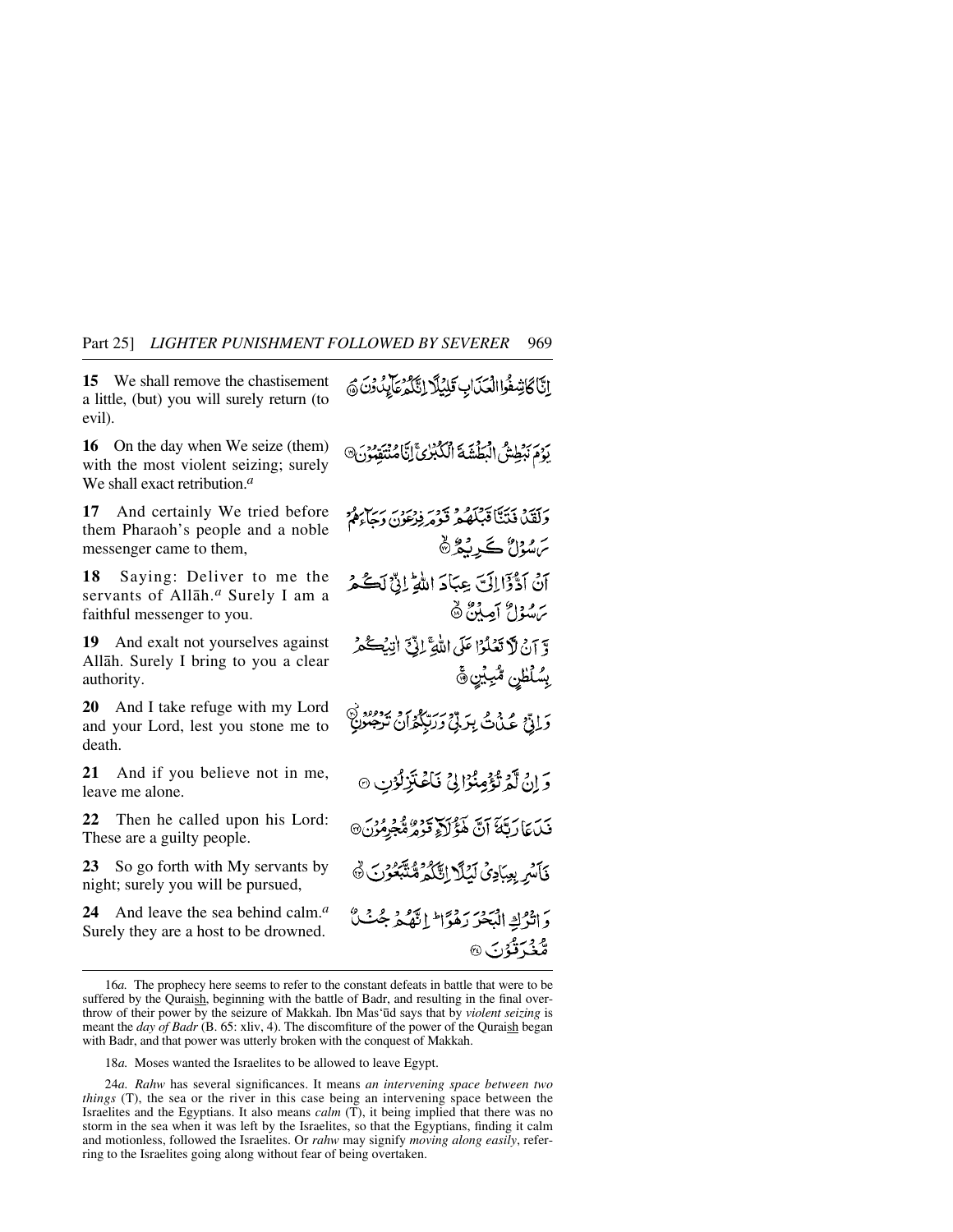**15** We shall remove the chastisement a little, (but) you will surely return (to evil).

إِنَّا كَاشِفُوا الْعَذَابِ قَلِيلًا إِنَّكُمْ عَائِدُونَ ﴿١٥﴾

**16** On the day when We seize (them) with the most violent seizing; surely We shall exact retribution.[a]

يَوْمَ نَبْطِشُ الْبَطْشَةَ الْكُبْرَىٰ إِنَّا مُنتَقِمُونَ ﴿١٦﴾

**17** And certainly We tried before them Pharaoh's people and a noble messenger came to them,

وَلَقَدْ فَتَنَّا قَبْلَهُمْ قَوْمَ فِرْعَوْنَ وَجَاءَهُمْ رَسُولٌ كَرِيمٌ ﴿١٧﴾

**18** Saying: Deliver to me the servants of Allāh.[a] Surely I am a faithful messenger to you.

أَنْ أَدُّوا إِلَيَّ عِبَادَ اللَّهِ إِنِّي لَكُمْ رَسُولٌ أَمِينٌ ﴿١٨﴾

**19** And exalt not yourselves against Allāh. Surely I bring to you a clear authority.

وَأَنْ لَا تَعْلُوا عَلَى اللَّهِ إِنِّي آتِيكُمْ بِسُلْطَانٍ مُبِينٍ ﴿١٩﴾

**20** And I take refuge with my Lord and your Lord, lest you stone me to death.

وَإِنِّي عُذْتُ بِرَبِّي وَرَبِّكُمْ أَنْ تَرْجُمُونِ ﴿٢٠﴾

**21** And if you believe not in me, leave me alone.

وَإِنْ لَمْ تُؤْمِنُوا لِي فَاعْتَزِلُونِ ﴿٢١﴾

**22** Then he called upon his Lord: These are a guilty people.

فَدَعَا رَبَّهُ أَنَّ هَٰؤُلَاءِ قَوْمٌ مُجْرِمُونَ ﴿٢٢﴾

**23** So go forth with My servants by night; surely you will be pursued,

فَأَسْرِ بِعِبَادِي لَيْلًا إِنَّكُمْ مُتَّبَعُونَ ﴿٢٣﴾

**24** And leave the sea behind calm.[a] Surely they are a host to be drowned.

وَاتْرُكِ الْبَحْرَ رَهْوًا إِنَّهُمْ جُنْدٌ مُغْرَقُونَ ﴿٢٤﴾

---

16*a.* The prophecy here seems to refer to the constant defeats in battle that were to be suffered by the Quraish, beginning with the battle of Badr, and resulting in the final overthrow of their power by the seizure of Makkah. Ibn Mas'ūd says that by *violent seizing* is meant the *day of Badr* (B. 65: xliv, 4). The discomfiture of the power of the Quraish began with Badr, and that power was utterly broken with the conquest of Makkah.

18*a.* Moses wanted the Israelites to be allowed to leave Egypt.

24*a.* *Rahw* has several significances. It means *an intervening space between two things* (T), the sea or the river in this case being an intervening space between the Israelites and the Egyptians. It also means *calm* (T), it being implied that there was no storm in the sea when it was left by the Israelites, so that the Egyptians, finding it calm and motionless, followed the Israelites. Or *rahw* may signify *moving along easily*, referring to the Israelites going along without fear of being overtaken.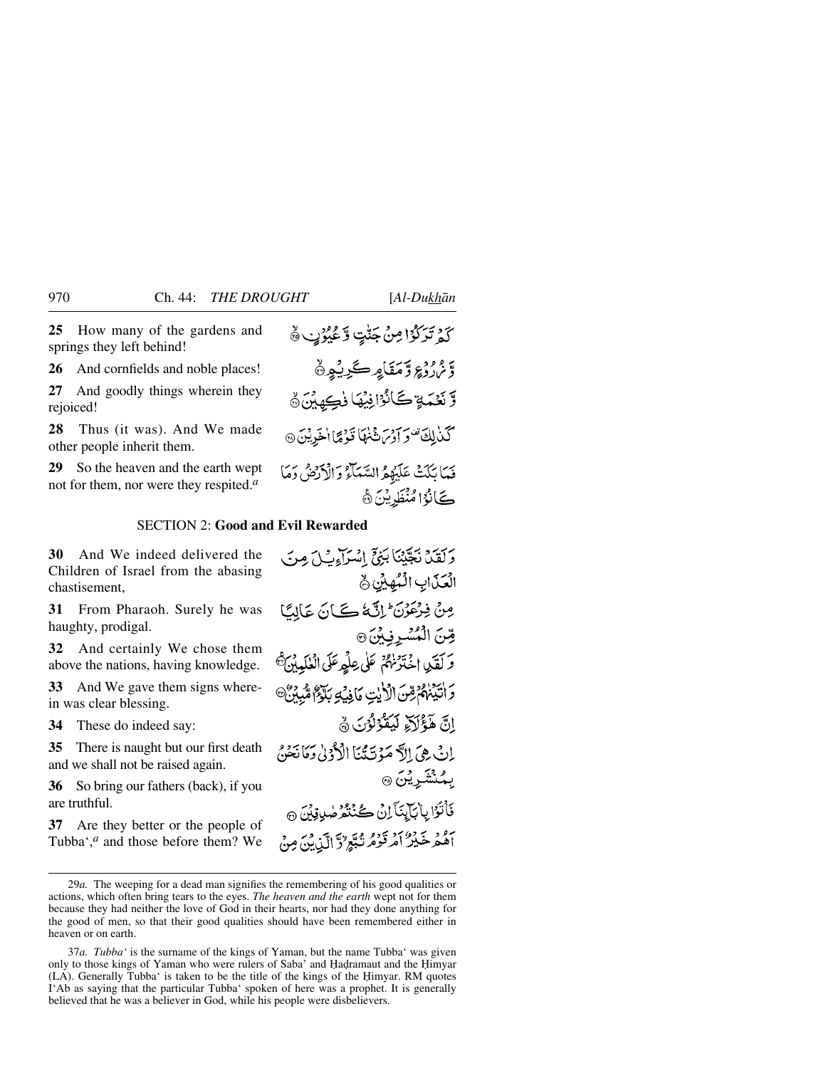**25** How many of the gardens and springs they left behind!

كَمْ تَرَكُوْا مِنْ جَنّٰتٍ وَّ عُيُوْنٍ ﴿۲۵﴾

**26** And cornfields and noble places!

وَّ زُرُوْعٍ وَّ مَقَامٍ كَرِيْمٍ ﴿۲۶﴾

**27** And goodly things wherein they rejoiced!

وَّ نَعْمَةٍ كَانُوْا فِيْهَا فٰكِهِيْنَ ﴿۲۷﴾

**28** Thus (it was). And We made other people inherit them.

كَذٰلِكَ ۟ وَ اَوْرَثْنٰهَا قَوْمًا اٰخَرِيْنَ ﴿۲۸﴾

**29** So the heaven and the earth wept not for them, nor were they respited.[a]

فَمَا بَكَتْ عَلَيْهِمُ السَّمَآءُ وَ الْاَرْضُ وَمَا كَانُوْا مُنْظَرِيْنَ ﴿۲۹﴾

## SECTION 2: Good and Evil Rewarded

**30** And We indeed delivered the Children of Israel from the abasing chastisement,

وَلَقَدْ نَجَّيْنَا بَنِيْٓ اِسْرَآءِيْلَ مِنَ الْعَذَابِ الْمُهِيْنِ ﴿۳۰﴾

**31** From Pharaoh. Surely he was haughty, prodigal.

مِنْ فِرْعَوْنَ ؕ اِنَّهٗ كَانَ عَالِيًا مِّنَ الْمُسْرِفِيْنَ ﴿۳۱﴾

**32** And certainly We chose them above the nations, having knowledge.

وَ لَقَدِ اخْتَرْنٰهُمْ عَلٰى عِلْمٍ عَلَى الْعٰلَمِيْنَ ﴿۳۲﴾

**33** And We gave them signs wherein was clear blessing.

وَ اٰتَيْنٰهُمْ مِّنَ الْاٰيٰتِ مَا فِيْهِ بَلٰٓؤٌا مُّبِيْنٌ ﴿۳۳﴾

**34** These do indeed say:

اِنَّ هٰٓؤُلَآءِ لَيَقُوْلُوْنَ ﴿۳۴﴾

**35** There is naught but our first death and we shall not be raised again.

اِنْ هِيَ اِلَّا مَوْتَتُنَا الْاُوْلٰى وَمَا نَحْنُ بِمُنْشَرِيْنَ ﴿۳۵﴾

**36** So bring our fathers (back), if you are truthful.

فَاْتُوْا بِاٰبَآئِنَآ اِنْ كُنْتُمْ صٰدِقِيْنَ ﴿۳۶﴾

**37** Are they better or the people of Tubba',[a] and those before them? We

اَهُمْ خَيْرٌ اَمْ قَوْمُ تُبَّعٍ ۙ وَّ الَّذِيْنَ مِنْ

---

29*a.* The weeping for a dead man signifies the remembering of his good qualities or actions, which often bring tears to the eyes. *The heaven and the earth* wept not for them because they had neither the love of God in their hearts, nor had they done anything for the good of men, so that their good qualities should have been remembered either in heaven or on earth.

37*a.* *Tubba'* is the surname of the kings of Yaman, but the name Tubba' was given only to those kings of Yaman who were rulers of Saba' and Ḥaḍramaut and the Ḥimyar (LA). Generally Tubba' is taken to be the title of the kings of the Ḥimyar. RM quotes I'Ab as saying that the particular Tubba' spoken of here was a prophet. It is generally believed that he was a believer in God, while his people were disbelievers.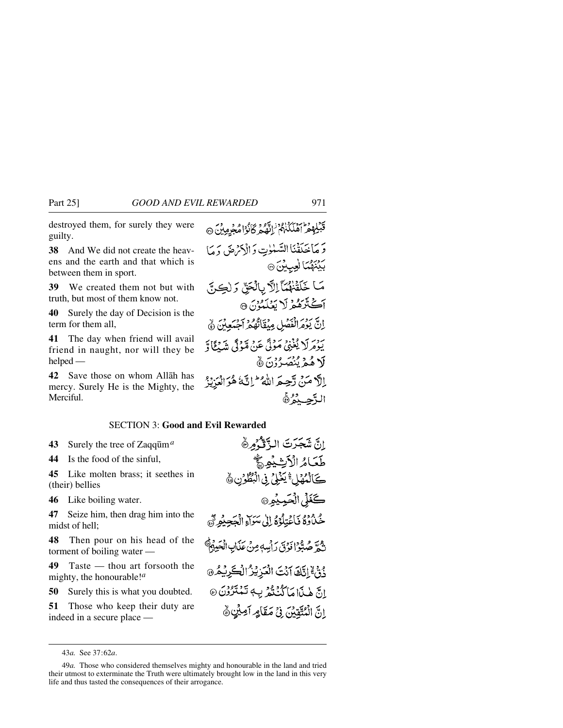destroyed them, for surely they were guilty.

قَبْلِهِمْ ۚ أَهْلَكْنَٰهُمْ ۖ إِنَّهُمْ كَانُوا مُجْرِمِينَ ۝

**38** And We did not create the heavens and the earth and that which is between them in sport.

وَمَا خَلَقْنَا السَّمَٰوَٰتِ وَالْأَرْضَ وَمَا بَيْنَهُمَا لَٰعِبِينَ ۝

**39** We created them not but with truth, but most of them know not.

مَا خَلَقْنَٰهُمَآ إِلَّا بِالْحَقِّ وَلَٰكِنَّ أَكْثَرَهُمْ لَا يَعْلَمُونَ ۝

**40** Surely the day of Decision is the term for them all,

إِنَّ يَوْمَ الْفَصْلِ مِيقَٰتُهُمْ أَجْمَعِينَ ۝

**41** The day when friend will avail friend in naught, nor will they be helped —

يَوْمَ لَا يُغْنِي مَوْلًى عَن مَّوْلًى شَيْـًٔا وَلَا هُمْ يُنصَرُونَ ۝

**42** Save those on whom Allāh has mercy. Surely He is the Mighty, the Merciful.

إِلَّا مَن رَّحِمَ اللَّهُ ۚ إِنَّهُ هُوَ الْعَزِيزُ الرَّحِيمُ ۝

## SECTION 3: Good and Evil Rewarded

**43** Surely the tree of Zaqqūm[a]

إِنَّ شَجَرَتَ الزَّقُّومِ ۝

**44** Is the food of the sinful,

طَعَامُ الْأَثِيمِ ۝

**45** Like molten brass; it seethes in (their) bellies

كَالْمُهْلِ ۚ يَغْلِي فِي الْبُطُونِ ۝

**46** Like boiling water.

كَغَلْيِ الْحَمِيمِ ۝

**47** Seize him, then drag him into the midst of hell;

خُذُوهُ فَاعْتِلُوهُ إِلَىٰ سَوَآءِ الْجَحِيمِ ۝

**48** Then pour on his head of the torment of boiling water —

ثُمَّ صُبُّوا فَوْقَ رَأْسِهِۦ مِنْ عَذَابِ الْحَمِيمِ ۝

**49** Taste — thou art forsooth the mighty, the honourable![a]

ذُقْ ۚ إِنَّكَ أَنتَ الْعَزِيزُ الْكَرِيمُ ۝

**50** Surely this is what you doubted.

إِنَّ هَٰذَا مَا كُنتُم بِهِۦ تَمْتَرُونَ ۝

**51** Those who keep their duty are indeed in a secure place —

إِنَّ الْمُتَّقِينَ فِي مَقَامٍ أَمِينٍ ۝

---

43*a.* See 37:62*a*.

49*a.* Those who considered themselves mighty and honourable in the land and tried their utmost to exterminate the Truth were ultimately brought low in the land in this very life and thus tasted the consequences of their arrogance.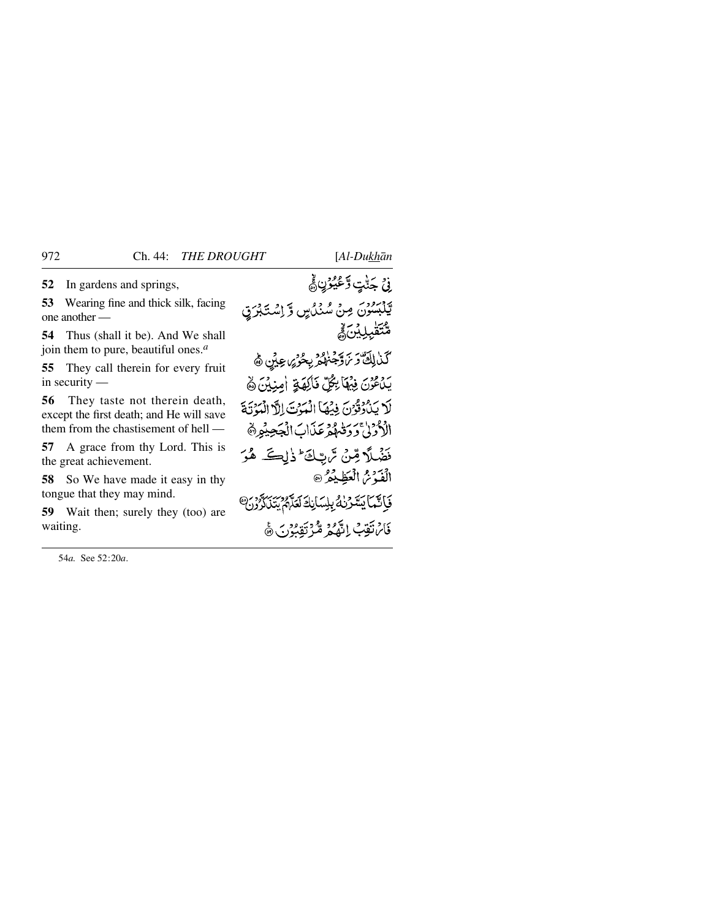**52** In gardens and springs,

فِيْ جَنّٰتٍ وَّ عُيُوْنٍ ﴿ۚ۵۲﴾

**53** Wearing fine and thick silk, facing one another —

يَّلْبَسُوْنَ مِنْ سُنْدُسٍ وَّ اِسْتَبْرَقٍ مُّتَقٰبِلِيْنَ ﴿ۚۙ۵۳﴾

**54** Thus (shall it be). And We shall join them to pure, beautiful ones.[a]

كَذٰلِكَ ۟ وَ زَوَّجْنٰهُمْ بِحُوْرٍ عِيْنٍ ﴿ؕ۵۴﴾

**55** They call therein for every fruit in security —

يَدْعُوْنَ فِيْهَا بِكُلِّ فَاكِهَةٍ اٰمِنِيْنَ ﴿ۙ۵۵﴾

**56** They taste not therein death, except the first death; and He will save them from the chastisement of hell —

لَا يَذُوْقُوْنَ فِيْهَا الْمَوْتَ اِلَّا الْمَوْتَةَ الْاُوْلٰی ۚ وَ وَقٰهُمْ عَذَابَ الْجَحِيْمِ ﴿ۙ۵۶﴾

**57** A grace from thy Lord. This is the great achievement.

فَضْلًا مِّنْ رَّبِّكَ ؕ ذٰلِكَ هُوَ الْفَوْزُ الْعَظِيْمُ ﴿۵۷﴾

**58** So We have made it easy in thy tongue that they may mind.

فَاِنَّمَا يَسَّرْنٰهُ بِلِسَانِكَ لَعَلَّهُمْ يَتَذَكَّرُوْنَ ﴿۵۸﴾

**59** Wait then; surely they (too) are waiting.

فَارْتَقِبْ اِنَّهُمْ مُّرْتَقِبُوْنَ ﴿۵۹﴾

---

54*a.* See 52:20*a*.